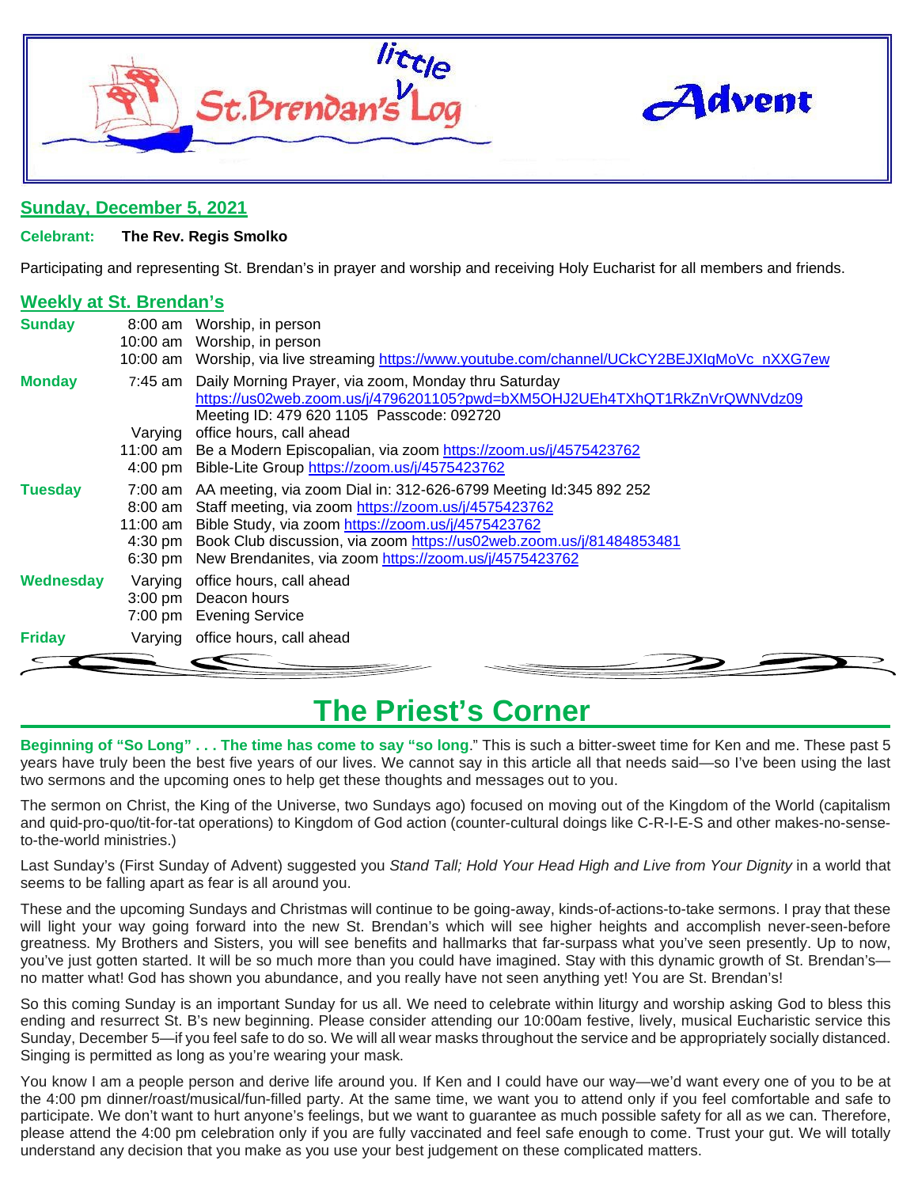# little St. Brendan's Log

# Advent

## Sunday, December 5, 2021

**Celebrant:** **The Rev. Regis Smolko**

Participating and representing St. Brendan's in prayer and worship and receiving Holy Eucharist for all members and friends.

## Weekly at St. Brendan's

| | | |
|---|---|---|
| **Sunday** | 8:00 am | Worship, in person |
| | 10:00 am | Worship, in person |
| | 10:00 am | Worship, via live streaming https://www.youtube.com/channel/UCkCY2BEJXIqMoVc_nXXG7ew |
| **Monday** | 7:45 am | Daily Morning Prayer, via zoom, Monday thru Saturday https://us02web.zoom.us/j/4796201105?pwd=bXM5OHJ2UEh4TXhQT1RkZnVrQWNVdz09 Meeting ID: 479 620 1105 Passcode: 092720 |
| | Varying | office hours, call ahead |
| | 11:00 am | Be a Modern Episcopalian, via zoom https://zoom.us/j/4575423762 |
| | 4:00 pm | Bible-Lite Group https://zoom.us/j/4575423762 |
| **Tuesday** | 7:00 am | AA meeting, via zoom Dial in: 312-626-6799 Meeting Id:345 892 252 |
| | 8:00 am | Staff meeting, via zoom https://zoom.us/j/4575423762 |
| | 11:00 am | Bible Study, via zoom https://zoom.us/j/4575423762 |
| | 4:30 pm | Book Club discussion, via zoom https://us02web.zoom.us/j/81484853481 |
| | 6:30 pm | New Brendanites, via zoom https://zoom.us/j/4575423762 |
| **Wednesday** | Varying | office hours, call ahead |
| | 3:00 pm | Deacon hours |
| | 7:00 pm | Evening Service |
| **Friday** | Varying | office hours, call ahead |

# The Priest's Corner

**Beginning of "So Long" . . . The time has come to say "so long**." This is such a bitter-sweet time for Ken and me. These past 5 years have truly been the best five years of our lives. We cannot say in this article all that needs said—so I've been using the last two sermons and the upcoming ones to help get these thoughts and messages out to you.

The sermon on Christ, the King of the Universe, two Sundays ago) focused on moving out of the Kingdom of the World (capitalism and quid-pro-quo/tit-for-tat operations) to Kingdom of God action (counter-cultural doings like C-R-I-E-S and other makes-no-sense-to-the-world ministries.)

Last Sunday's (First Sunday of Advent) suggested you *Stand Tall; Hold Your Head High and Live from Your Dignity* in a world that seems to be falling apart as fear is all around you.

These and the upcoming Sundays and Christmas will continue to be going-away, kinds-of-actions-to-take sermons. I pray that these will light your way going forward into the new St. Brendan's which will see higher heights and accomplish never-seen-before greatness. My Brothers and Sisters, you will see benefits and hallmarks that far-surpass what you've seen presently. Up to now, you've just gotten started. It will be so much more than you could have imagined. Stay with this dynamic growth of St. Brendan's—no matter what! God has shown you abundance, and you really have not seen anything yet! You are St. Brendan's!

So this coming Sunday is an important Sunday for us all. We need to celebrate within liturgy and worship asking God to bless this ending and resurrect St. B's new beginning. Please consider attending our 10:00am festive, lively, musical Eucharistic service this Sunday, December 5—if you feel safe to do so. We will all wear masks throughout the service and be appropriately socially distanced. Singing is permitted as long as you're wearing your mask.

You know I am a people person and derive life around you. If Ken and I could have our way—we'd want every one of you to be at the 4:00 pm dinner/roast/musical/fun-filled party. At the same time, we want you to attend only if you feel comfortable and safe to participate. We don't want to hurt anyone's feelings, but we want to guarantee as much possible safety for all as we can. Therefore, please attend the 4:00 pm celebration only if you are fully vaccinated and feel safe enough to come. Trust your gut. We will totally understand any decision that you make as you use your best judgement on these complicated matters.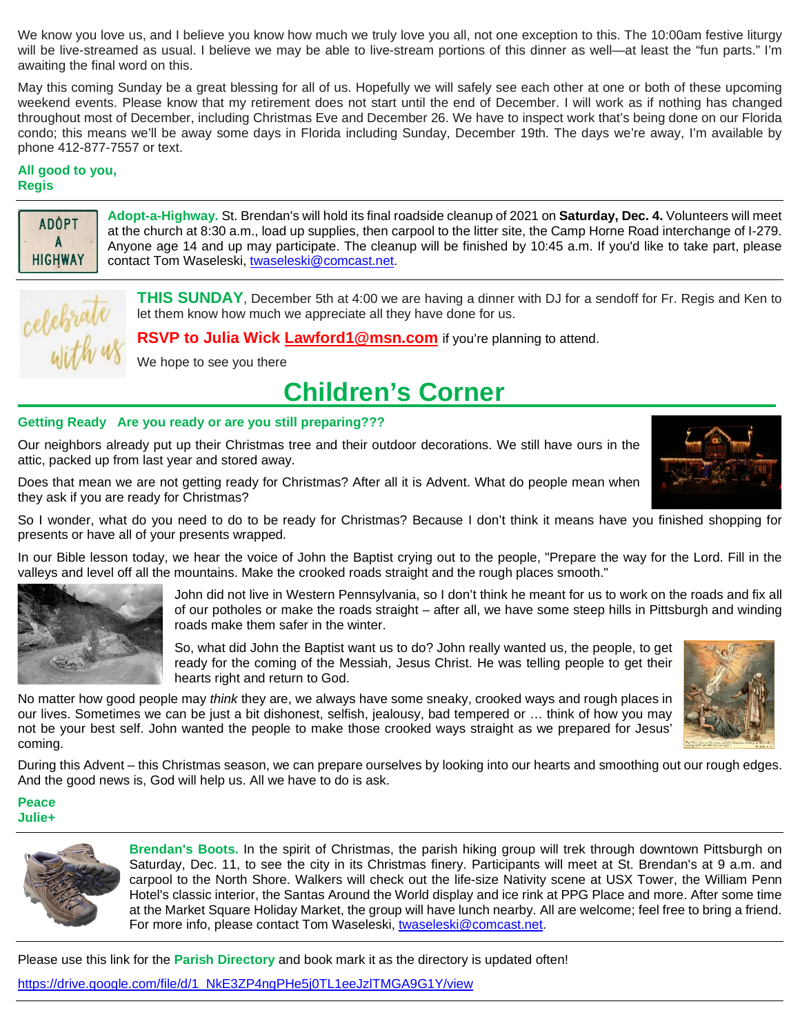We know you love us, and I believe you know how much we truly love you all, not one exception to this. The 10:00am festive liturgy will be live-streamed as usual. I believe we may be able to live-stream portions of this dinner as well—at least the "fun parts." I'm awaiting the final word on this.

May this coming Sunday be a great blessing for all of us. Hopefully we will safely see each other at one or both of these upcoming weekend events. Please know that my retirement does not start until the end of December. I will work as if nothing has changed throughout most of December, including Christmas Eve and December 26. We have to inspect work that's being done on our Florida condo; this means we'll be away some days in Florida including Sunday, December 19th. The days we're away, I'm available by phone 412-877-7557 or text.

**All good to you,**
**Regis**

---

**Adopt-a-Highway.** St. Brendan's will hold its final roadside cleanup of 2021 on **Saturday, Dec. 4.** Volunteers will meet at the church at 8:30 a.m., load up supplies, then carpool to the litter site, the Camp Horne Road interchange of I-279. Anyone age 14 and up may participate. The cleanup will be finished by 10:45 a.m. If you'd like to take part, please contact Tom Waseleski, twaseleski@comcast.net.

---

**THIS SUNDAY**, December 5th at 4:00 we are having a dinner with DJ for a sendoff for Fr. Regis and Ken to let them know how much we appreciate all they have done for us.

**RSVP to Julia Wick Lawford1@msn.com** if you're planning to attend.

We hope to see you there

# Children's Corner

**Getting Ready   Are you ready or are you still preparing???**

Our neighbors already put up their Christmas tree and their outdoor decorations. We still have ours in the attic, packed up from last year and stored away.

Does that mean we are not getting ready for Christmas? After all it is Advent. What do people mean when they ask if you are ready for Christmas?

So I wonder, what do you need to do to be ready for Christmas? Because I don't think it means have you finished shopping for presents or have all of your presents wrapped.

In our Bible lesson today, we hear the voice of John the Baptist crying out to the people, "Prepare the way for the Lord. Fill in the valleys and level off all the mountains. Make the crooked roads straight and the rough places smooth."

John did not live in Western Pennsylvania, so I don't think he meant for us to work on the roads and fix all of our potholes or make the roads straight – after all, we have some steep hills in Pittsburgh and winding roads make them safer in the winter.

So, what did John the Baptist want us to do? John really wanted us, the people, to get ready for the coming of the Messiah, Jesus Christ. He was telling people to get their hearts right and return to God.

No matter how good people may *think* they are, we always have some sneaky, crooked ways and rough places in our lives. Sometimes we can be just a bit dishonest, selfish, jealousy, bad tempered or … think of how you may not be your best self. John wanted the people to make those crooked ways straight as we prepared for Jesus' coming.

During this Advent – this Christmas season, we can prepare ourselves by looking into our hearts and smoothing out our rough edges. And the good news is, God will help us. All we have to do is ask.

**Peace**
**Julie+**

---

**Brendan's Boots.** In the spirit of Christmas, the parish hiking group will trek through downtown Pittsburgh on Saturday, Dec. 11, to see the city in its Christmas finery. Participants will meet at St. Brendan's at 9 a.m. and carpool to the North Shore. Walkers will check out the life-size Nativity scene at USX Tower, the William Penn Hotel's classic interior, the Santas Around the World display and ice rink at PPG Place and more. After some time at the Market Square Holiday Market, the group will have lunch nearby. All are welcome; feel free to bring a friend. For more info, please contact Tom Waseleski, twaseleski@comcast.net.

---

Please use this link for the **Parish Directory** and book mark it as the directory is updated often!

https://drive.google.com/file/d/1_NkE3ZP4ngPHe5j0TL1eeJzlTMGA9G1Y/view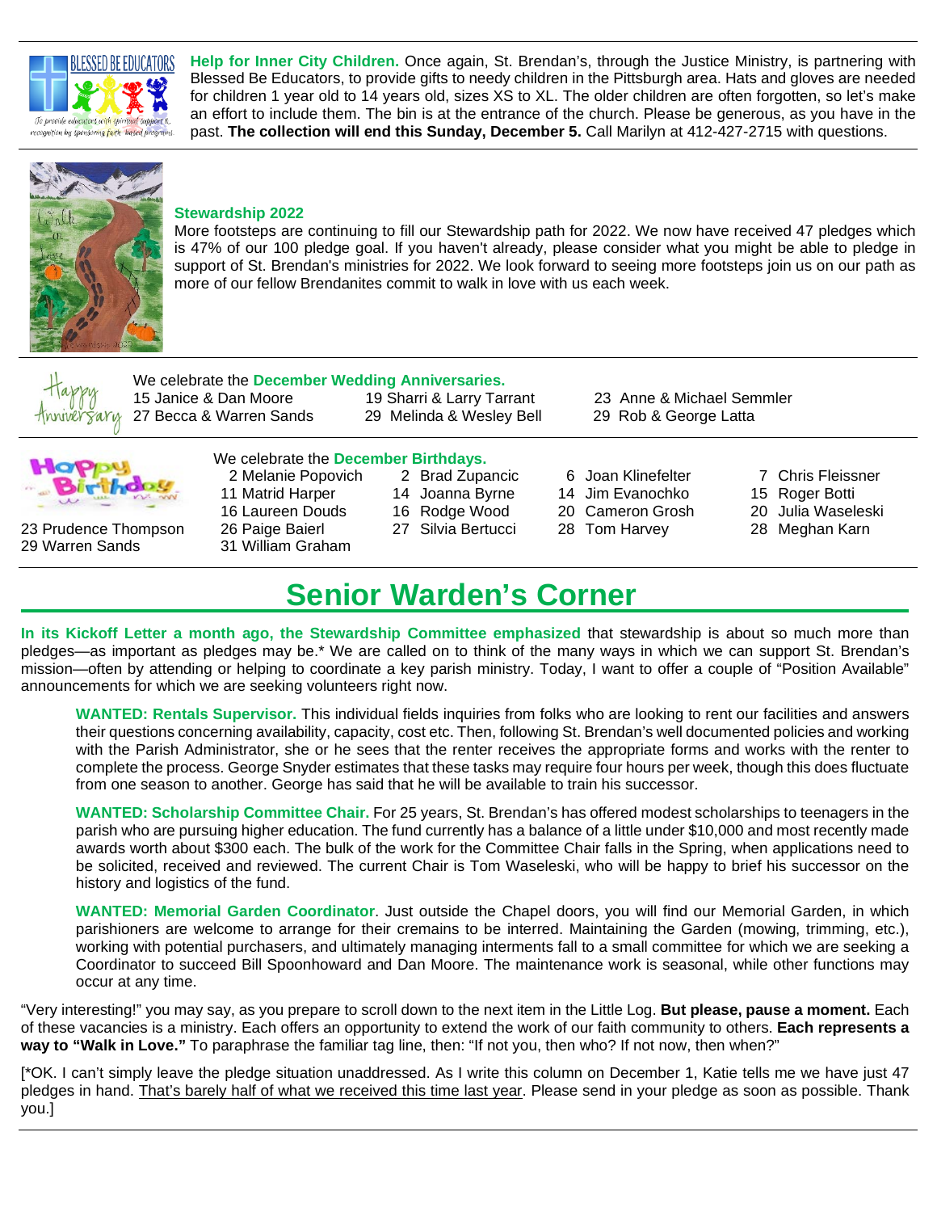**Help for Inner City Children.** Once again, St. Brendan's, through the Justice Ministry, is partnering with Blessed Be Educators, to provide gifts to needy children in the Pittsburgh area. Hats and gloves are needed for children 1 year old to 14 years old, sizes XS to XL. The older children are often forgotten, so let's make an effort to include them. The bin is at the entrance of the church. Please be generous, as you have in the past. **The collection will end this Sunday, December 5.** Call Marilyn at 412-427-2715 with questions.

**Stewardship 2022**

More footsteps are continuing to fill our Stewardship path for 2022. We now have received 47 pledges which is 47% of our 100 pledge goal. If you haven't already, please consider what you might be able to pledge in support of St. Brendan's ministries for 2022. We look forward to seeing more footsteps join us on our path as more of our fellow Brendanites commit to walk in love with us each week.

We celebrate the **December Wedding Anniversaries.**

15 Janice & Dan Moore
19 Sharri & Larry Tarrant
23 Anne & Michael Semmler
27 Becca & Warren Sands
29 Melinda & Wesley Bell
29 Rob & George Latta

We celebrate the **December Birthdays.**

2 Melanie Popovich
2 Brad Zupancic
6 Joan Klinefelter
7 Chris Fleissner
11 Matrid Harper
14 Joanna Byrne
14 Jim Evanochko
15 Roger Botti
16 Laureen Douds
16 Rodge Wood
20 Cameron Grosh
20 Julia Waseleski
23 Prudence Thompson
26 Paige Baierl
27 Silvia Bertucci
28 Tom Harvey
28 Meghan Karn
29 Warren Sands
31 William Graham

# Senior Warden's Corner

**In its Kickoff Letter a month ago, the Stewardship Committee emphasized** that stewardship is about so much more than pledges—as important as pledges may be.* We are called on to think of the many ways in which we can support St. Brendan's mission—often by attending or helping to coordinate a key parish ministry. Today, I want to offer a couple of "Position Available" announcements for which we are seeking volunteers right now.

**WANTED: Rentals Supervisor.** This individual fields inquiries from folks who are looking to rent our facilities and answers their questions concerning availability, capacity, cost etc. Then, following St. Brendan's well documented policies and working with the Parish Administrator, she or he sees that the renter receives the appropriate forms and works with the renter to complete the process. George Snyder estimates that these tasks may require four hours per week, though this does fluctuate from one season to another. George has said that he will be available to train his successor.

**WANTED: Scholarship Committee Chair.** For 25 years, St. Brendan's has offered modest scholarships to teenagers in the parish who are pursuing higher education. The fund currently has a balance of a little under $10,000 and most recently made awards worth about $300 each. The bulk of the work for the Committee Chair falls in the Spring, when applications need to be solicited, received and reviewed. The current Chair is Tom Waseleski, who will be happy to brief his successor on the history and logistics of the fund.

**WANTED: Memorial Garden Coordinator**. Just outside the Chapel doors, you will find our Memorial Garden, in which parishioners are welcome to arrange for their cremains to be interred. Maintaining the Garden (mowing, trimming, etc.), working with potential purchasers, and ultimately managing interments fall to a small committee for which we are seeking a Coordinator to succeed Bill Spoonhoward and Dan Moore. The maintenance work is seasonal, while other functions may occur at any time.

"Very interesting!" you may say, as you prepare to scroll down to the next item in the Little Log. **But please, pause a moment.** Each of these vacancies is a ministry. Each offers an opportunity to extend the work of our faith community to others. **Each represents a way to "Walk in Love."** To paraphrase the familiar tag line, then: "If not you, then who? If not now, then when?"

[*OK. I can't simply leave the pledge situation unaddressed. As I write this column on December 1, Katie tells me we have just 47 pledges in hand. <u>That's barely half of what we received this time last year</u>. Please send in your pledge as soon as possible. Thank you.]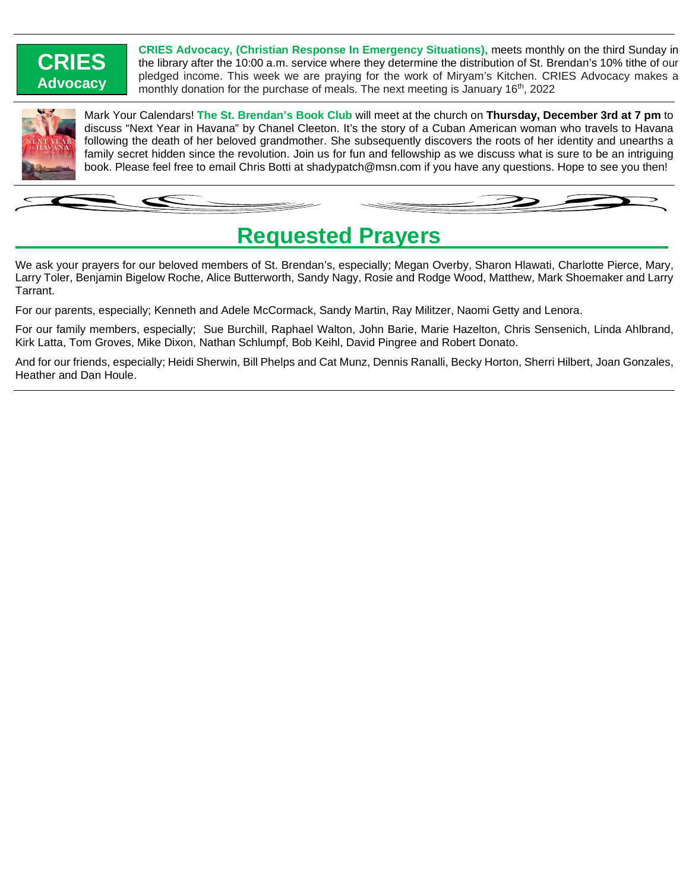**CRIES Advocacy**

**CRIES Advocacy, (Christian Response In Emergency Situations),** meets monthly on the third Sunday in the library after the 10:00 a.m. service where they determine the distribution of St. Brendan's 10% tithe of our pledged income. This week we are praying for the work of Miryam's Kitchen. CRIES Advocacy makes a monthly donation for the purchase of meals. The next meeting is January 16th, 2022

Mark Your Calendars! **The St. Brendan's Book Club** will meet at the church on **Thursday, December 3rd at 7 pm** to discuss "Next Year in Havana" by Chanel Cleeton. It's the story of a Cuban American woman who travels to Havana following the death of her beloved grandmother. She subsequently discovers the roots of her identity and unearths a family secret hidden since the revolution. Join us for fun and fellowship as we discuss what is sure to be an intriguing book. Please feel free to email Chris Botti at shadypatch@msn.com if you have any questions. Hope to see you then!

## Requested Prayers

We ask your prayers for our beloved members of St. Brendan's, especially; Megan Overby, Sharon Hlawati, Charlotte Pierce, Mary, Larry Toler, Benjamin Bigelow Roche, Alice Butterworth, Sandy Nagy, Rosie and Rodge Wood, Matthew, Mark Shoemaker and Larry Tarrant.

For our parents, especially; Kenneth and Adele McCormack, Sandy Martin, Ray Militzer, Naomi Getty and Lenora.

For our family members, especially; Sue Burchill, Raphael Walton, John Barie, Marie Hazelton, Chris Sensenich, Linda Ahlbrand, Kirk Latta, Tom Groves, Mike Dixon, Nathan Schlumpf, Bob Keihl, David Pingree and Robert Donato.

And for our friends, especially; Heidi Sherwin, Bill Phelps and Cat Munz, Dennis Ranalli, Becky Horton, Sherri Hilbert, Joan Gonzales, Heather and Dan Houle.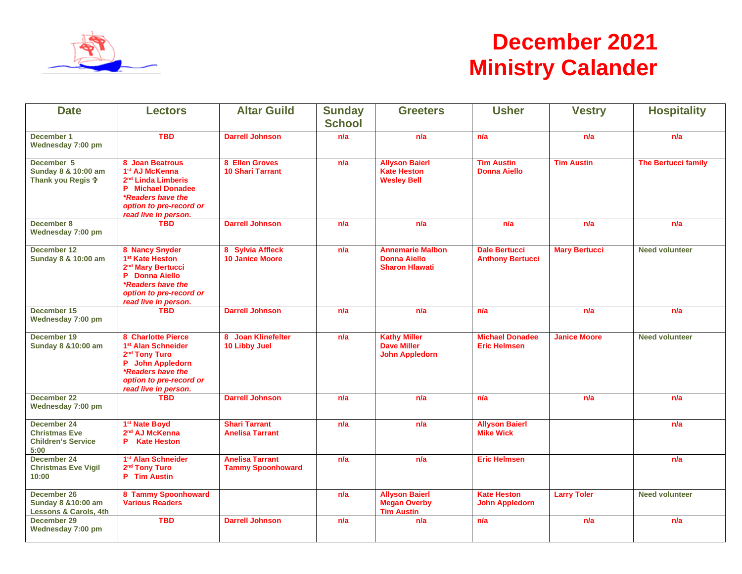# December 2021 Ministry Calander

| Date | Lectors | Altar Guild | Sunday School | Greeters | Usher | Vestry | Hospitality |
|---|---|---|---|---|---|---|---|
| December 1<br>Wednesday 7:00 pm | TBD | Darrell Johnson | n/a | n/a | n/a | n/a | n/a |
| December 5<br>Sunday 8 & 10:00 am<br>Thank you Regis ✞ | 8 Joan Beatrous<br>1st AJ McKenna<br>2nd Linda Limberis<br>P Michael Donadee<br>*Readers have the option to pre-record or read live in person.* | 8 Ellen Groves<br>10 Shari Tarrant | n/a | Allyson Baierl<br>Kate Heston<br>Wesley Bell | Tim Austin<br>Donna Aiello | Tim Austin | The Bertucci family |
| December 8<br>Wednesday 7:00 pm | TBD | Darrell Johnson | n/a | n/a | n/a | n/a | n/a |
| December 12<br>Sunday 8 & 10:00 am | 8 Nancy Snyder<br>1st Kate Heston<br>2nd Mary Bertucci<br>P Donna Aiello<br>*Readers have the option to pre-record or read live in person.* | 8 Sylvia Affleck<br>10 Janice Moore | n/a | Annemarie Malbon<br>Donna Aiello<br>Sharon Hlawati | Dale Bertucci<br>Anthony Bertucci | Mary Bertucci | Need volunteer |
| December 15<br>Wednesday 7:00 pm | TBD | Darrell Johnson | n/a | n/a | n/a | n/a | n/a |
| December 19<br>Sunday 8 &10:00 am | 8 Charlotte Pierce<br>1st Alan Schneider<br>2nd Tony Turo<br>P John Appledorn<br>*Readers have the option to pre-record or read live in person.* | 8 Joan Klinefelter<br>10 Libby Juel | n/a | Kathy Miller<br>Dave Miller<br>John Appledorn | Michael Donadee<br>Eric Helmsen | Janice Moore | Need volunteer |
| December 22<br>Wednesday 7:00 pm | TBD | Darrell Johnson | n/a | n/a | n/a | n/a | n/a |
| December 24<br>Christmas Eve Children's Service 5:00 | 1st Nate Boyd<br>2nd AJ McKenna<br>P Kate Heston | Shari Tarrant<br>Anelisa Tarrant | n/a | n/a | Allyson Baierl<br>Mike Wick | | n/a |
| December 24<br>Christmas Eve Vigil 10:00 | 1st Alan Schneider<br>2nd Tony Turo<br>P Tim Austin | Anelisa Tarrant<br>Tammy Spoonhoward | n/a | n/a | Eric Helmsen | | n/a |
| December 26<br>Sunday 8 &10:00 am<br>Lessons & Carols, 4th | 8 Tammy Spoonhoward<br>Various Readers | | n/a | Allyson Baierl<br>Megan Overby<br>Tim Austin | Kate Heston<br>John Appledorn | Larry Toler | Need volunteer |
| December 29<br>Wednesday 7:00 pm | TBD | Darrell Johnson | n/a | n/a | n/a | n/a | n/a |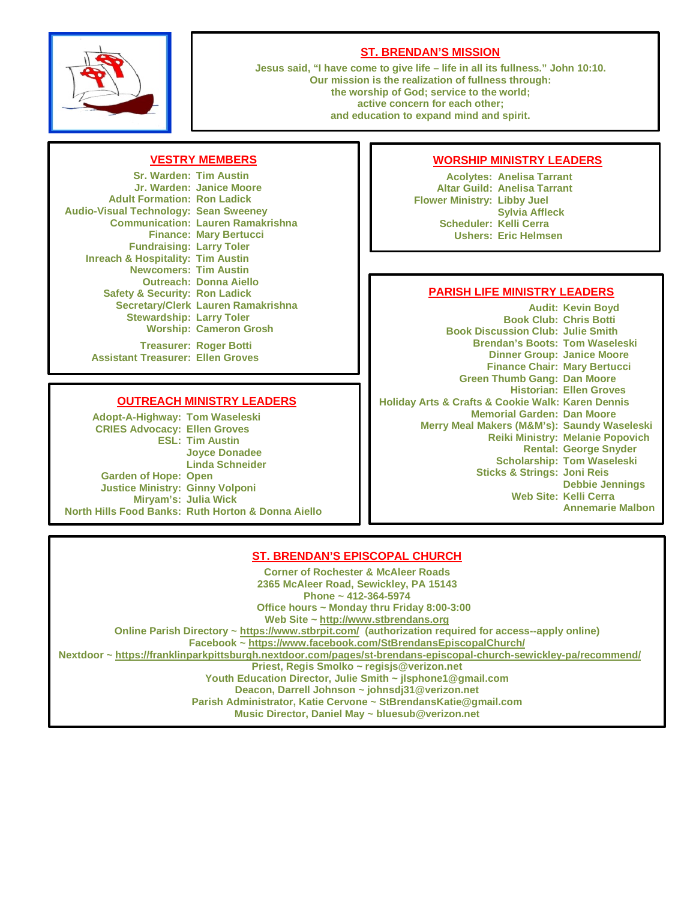## ST. BRENDAN'S MISSION

**Jesus said, "I have come to give life – life in all its fullness." John 10:10.**
**Our mission is the realization of fullness through:**
**the worship of God; service to the world;**
**active concern for each other;**
**and education to expand mind and spirit.**

## VESTRY MEMBERS

**Sr. Warden:** Tim Austin
**Jr. Warden:** Janice Moore
**Adult Formation:** Ron Ladick
**Audio-Visual Technology:** Sean Sweeney
**Communication:** Lauren Ramakrishna
**Finance:** Mary Bertucci
**Fundraising:** Larry Toler
**Inreach & Hospitality:** Tim Austin
**Newcomers:** Tim Austin
**Outreach:** Donna Aiello
**Safety & Security:** Ron Ladick
**Secretary/Clerk** Lauren Ramakrishna
**Stewardship:** Larry Toler
**Worship:** Cameron Grosh

**Treasurer:** Roger Botti
**Assistant Treasurer:** Ellen Groves

## OUTREACH MINISTRY LEADERS

**Adopt-A-Highway:** Tom Waseleski
**CRIES Advocacy:** Ellen Groves
**ESL:** Tim Austin
Joyce Donadee
Linda Schneider
**Garden of Hope:** Open
**Justice Ministry:** Ginny Volponi
**Miryam's:** Julia Wick
**North Hills Food Banks:** Ruth Horton & Donna Aiello

## WORSHIP MINISTRY LEADERS

**Acolytes:** Anelisa Tarrant
**Altar Guild:** Anelisa Tarrant
**Flower Ministry:** Libby Juel
Sylvia Affleck
**Scheduler:** Kelli Cerra
**Ushers:** Eric Helmsen

## PARISH LIFE MINISTRY LEADERS

**Audit:** Kevin Boyd
**Book Club:** Chris Botti
**Book Discussion Club:** Julie Smith
**Brendan's Boots:** Tom Waseleski
**Dinner Group:** Janice Moore
**Finance Chair:** Mary Bertucci
**Green Thumb Gang:** Dan Moore
**Historian:** Ellen Groves
**Holiday Arts & Crafts & Cookie Walk:** Karen Dennis
**Memorial Garden:** Dan Moore
**Merry Meal Makers (M&M's):** Saundy Waseleski
**Reiki Ministry:** Melanie Popovich
**Rental:** George Snyder
**Scholarship:** Tom Waseleski
**Sticks & Strings:** Joni Reis
Debbie Jennings
**Web Site:** Kelli Cerra
Annemarie Malbon

## ST. BRENDAN'S EPISCOPAL CHURCH

Corner of Rochester & McAleer Roads
2365 McAleer Road, Sewickley, PA 15143
Phone ~ 412-364-5974
Office hours ~ Monday thru Friday 8:00-3:00
Web Site ~ http://www.stbrendans.org
Online Parish Directory ~ https://www.stbrpit.com/ (authorization required for access--apply online)
Facebook ~ https://www.facebook.com/StBrendansEpiscopalChurch/
Nextdoor ~ https://franklinparkpittsburgh.nextdoor.com/pages/st-brendans-episcopal-church-sewickley-pa/recommend/
Priest, Regis Smolko ~ regisjs@verizon.net
Youth Education Director, Julie Smith ~ jlsphone1@gmail.com
Deacon, Darrell Johnson ~ johnsdj31@verizon.net
Parish Administrator, Katie Cervone ~ StBrendansKatie@gmail.com
Music Director, Daniel May ~ bluesub@verizon.net